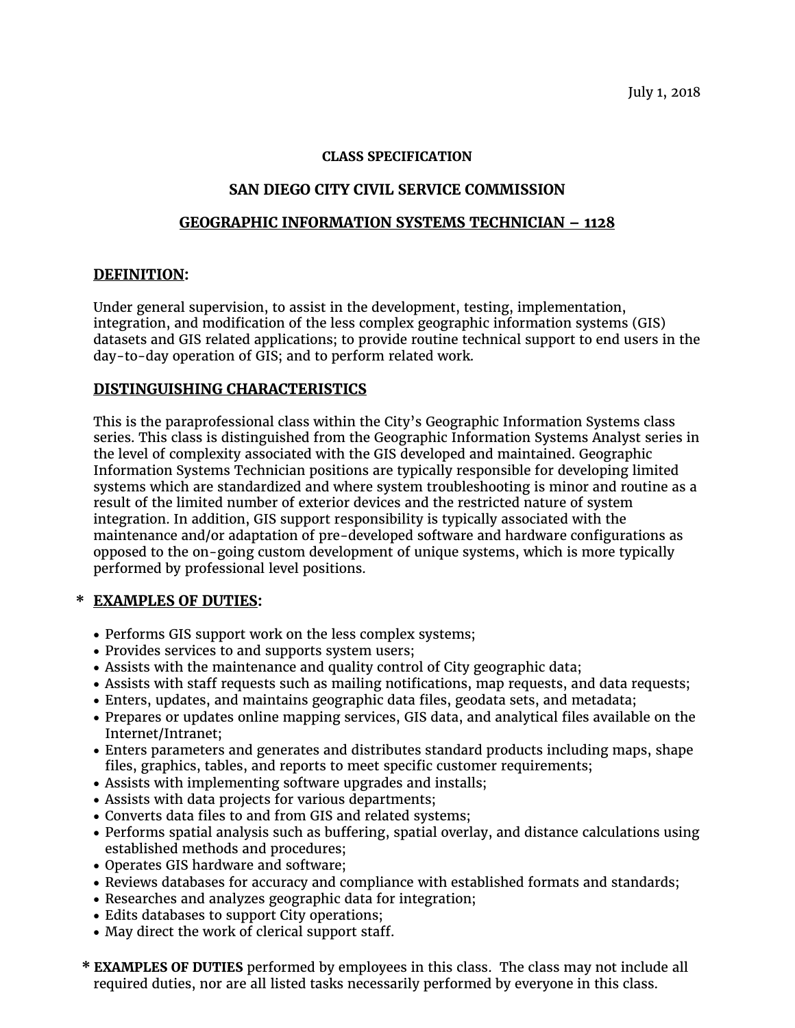July 1, 2018

**CLASS SPECIFICATION**

## SAN DIEGO CITY CIVIL SERVICE COMMISSION

## GEOGRAPHIC INFORMATION SYSTEMS TECHNICIAN – 1128

### DEFINITION:

Under general supervision, to assist in the development, testing, implementation, integration, and modification of the less complex geographic information systems (GIS) datasets and GIS related applications; to provide routine technical support to end users in the day-to-day operation of GIS; and to perform related work.

### DISTINGUISHING CHARACTERISTICS

This is the paraprofessional class within the City's Geographic Information Systems class series. This class is distinguished from the Geographic Information Systems Analyst series in the level of complexity associated with the GIS developed and maintained. Geographic Information Systems Technician positions are typically responsible for developing limited systems which are standardized and where system troubleshooting is minor and routine as a result of the limited number of exterior devices and the restricted nature of system integration. In addition, GIS support responsibility is typically associated with the maintenance and/or adaptation of pre-developed software and hardware configurations as opposed to the on-going custom development of unique systems, which is more typically performed by professional level positions.

### * EXAMPLES OF DUTIES:

- Performs GIS support work on the less complex systems;
- Provides services to and supports system users;
- Assists with the maintenance and quality control of City geographic data;
- Assists with staff requests such as mailing notifications, map requests, and data requests;
- Enters, updates, and maintains geographic data files, geodata sets, and metadata;
- Prepares or updates online mapping services, GIS data, and analytical files available on the Internet/Intranet;
- Enters parameters and generates and distributes standard products including maps, shape files, graphics, tables, and reports to meet specific customer requirements;
- Assists with implementing software upgrades and installs;
- Assists with data projects for various departments;
- Converts data files to and from GIS and related systems;
- Performs spatial analysis such as buffering, spatial overlay, and distance calculations using established methods and procedures;
- Operates GIS hardware and software;
- Reviews databases for accuracy and compliance with established formats and standards;
- Researches and analyzes geographic data for integration;
- Edits databases to support City operations;
- May direct the work of clerical support staff.

\* **EXAMPLES OF DUTIES** performed by employees in this class. The class may not include all required duties, nor are all listed tasks necessarily performed by everyone in this class.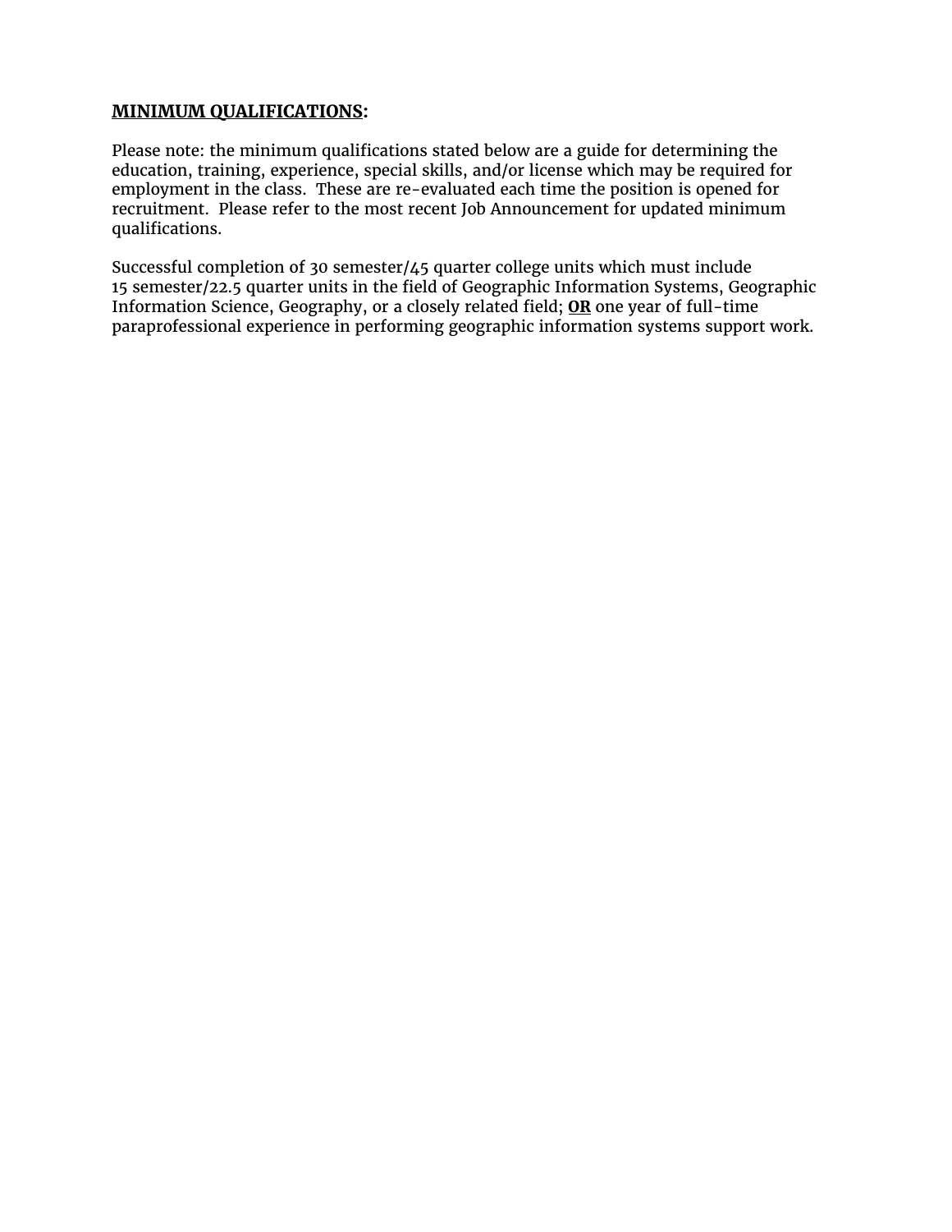**MINIMUM QUALIFICATIONS:**

Please note: the minimum qualifications stated below are a guide for determining the education, training, experience, special skills, and/or license which may be required for employment in the class. These are re-evaluated each time the position is opened for recruitment. Please refer to the most recent Job Announcement for updated minimum qualifications.

Successful completion of 30 semester/45 quarter college units which must include 15 semester/22.5 quarter units in the field of Geographic Information Systems, Geographic Information Science, Geography, or a closely related field; **OR** one year of full-time paraprofessional experience in performing geographic information systems support work.